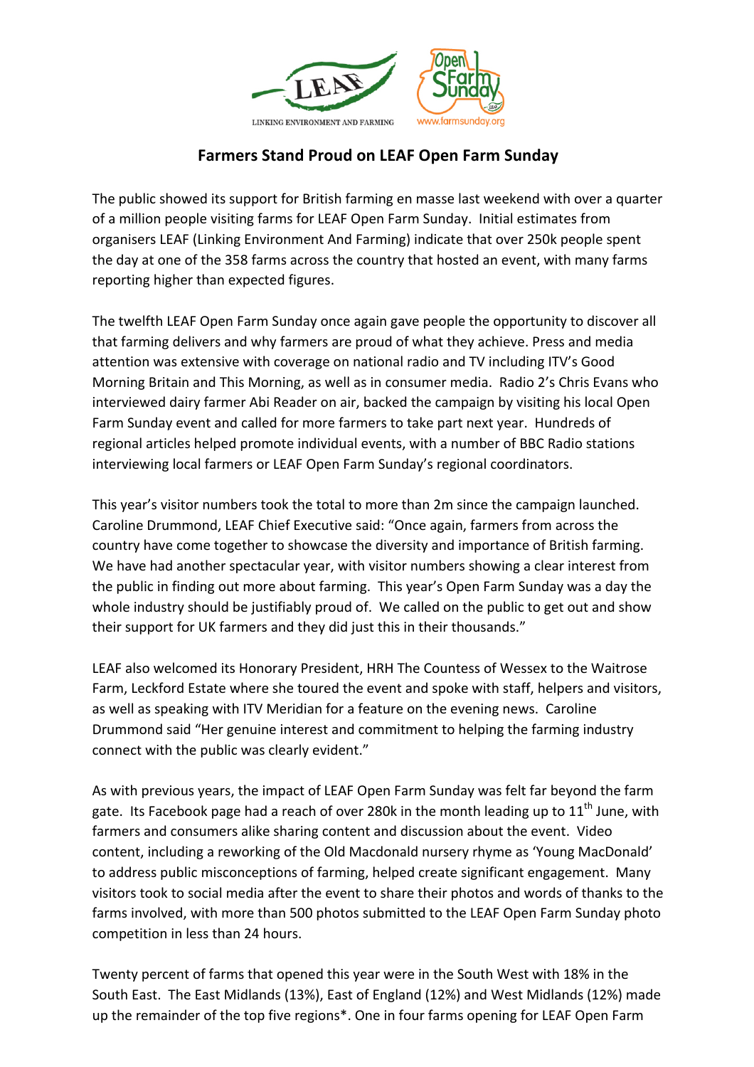LINKING ENVIRONMENT AND FARMING

www.farmsunday.org

## Farmers Stand Proud on LEAF Open Farm Sunday

The public showed its support for British farming en masse last weekend with over a quarter of a million people visiting farms for LEAF Open Farm Sunday. Initial estimates from organisers LEAF (Linking Environment And Farming) indicate that over 250k people spent the day at one of the 358 farms across the country that hosted an event, with many farms reporting higher than expected figures.

The twelfth LEAF Open Farm Sunday once again gave people the opportunity to discover all that farming delivers and why farmers are proud of what they achieve. Press and media attention was extensive with coverage on national radio and TV including ITV's Good Morning Britain and This Morning, as well as in consumer media. Radio 2's Chris Evans who interviewed dairy farmer Abi Reader on air, backed the campaign by visiting his local Open Farm Sunday event and called for more farmers to take part next year. Hundreds of regional articles helped promote individual events, with a number of BBC Radio stations interviewing local farmers or LEAF Open Farm Sunday's regional coordinators.

This year's visitor numbers took the total to more than 2m since the campaign launched. Caroline Drummond, LEAF Chief Executive said: "Once again, farmers from across the country have come together to showcase the diversity and importance of British farming. We have had another spectacular year, with visitor numbers showing a clear interest from the public in finding out more about farming. This year's Open Farm Sunday was a day the whole industry should be justifiably proud of. We called on the public to get out and show their support for UK farmers and they did just this in their thousands."

LEAF also welcomed its Honorary President, HRH The Countess of Wessex to the Waitrose Farm, Leckford Estate where she toured the event and spoke with staff, helpers and visitors, as well as speaking with ITV Meridian for a feature on the evening news. Caroline Drummond said "Her genuine interest and commitment to helping the farming industry connect with the public was clearly evident."

As with previous years, the impact of LEAF Open Farm Sunday was felt far beyond the farm gate. Its Facebook page had a reach of over 280k in the month leading up to 11th June, with farmers and consumers alike sharing content and discussion about the event. Video content, including a reworking of the Old Macdonald nursery rhyme as 'Young MacDonald' to address public misconceptions of farming, helped create significant engagement. Many visitors took to social media after the event to share their photos and words of thanks to the farms involved, with more than 500 photos submitted to the LEAF Open Farm Sunday photo competition in less than 24 hours.

Twenty percent of farms that opened this year were in the South West with 18% in the South East. The East Midlands (13%), East of England (12%) and West Midlands (12%) made up the remainder of the top five regions*. One in four farms opening for LEAF Open Farm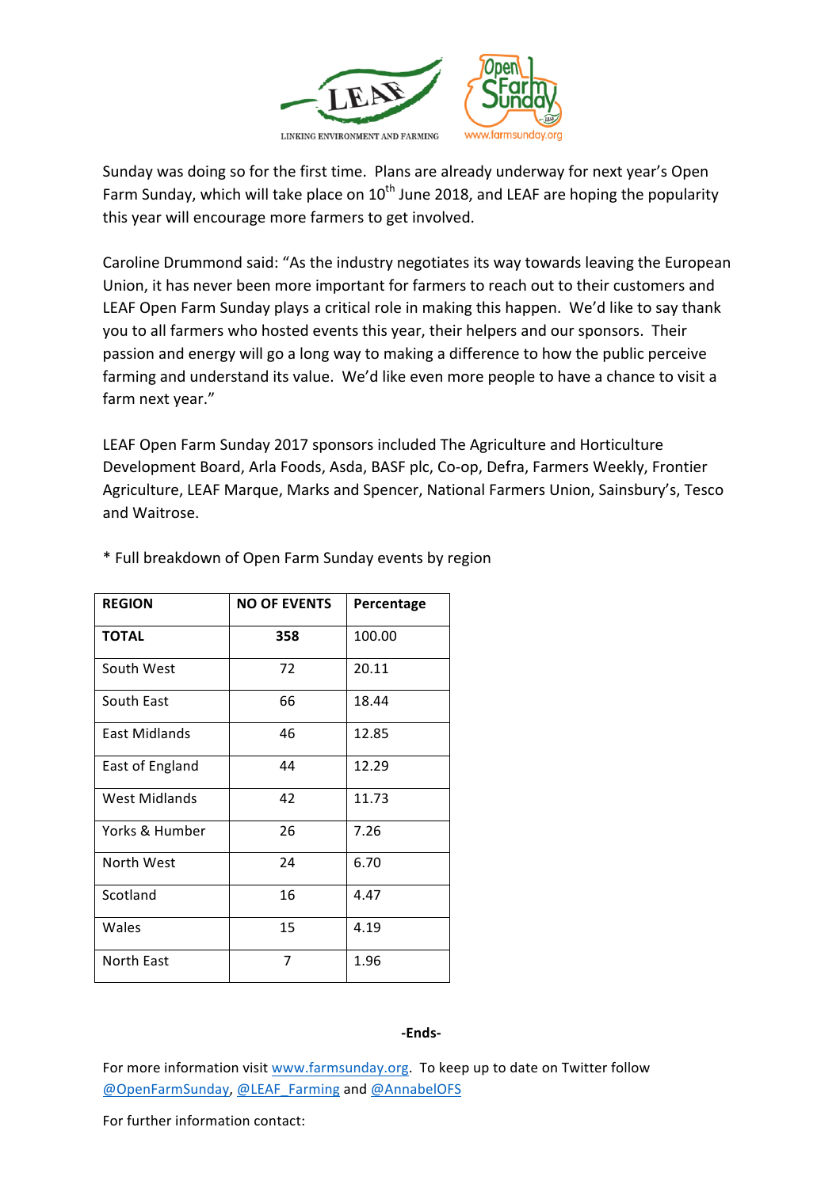Sunday was doing so for the first time. Plans are already underway for next year's Open Farm Sunday, which will take place on 10th June 2018, and LEAF are hoping the popularity this year will encourage more farmers to get involved.

Caroline Drummond said: "As the industry negotiates its way towards leaving the European Union, it has never been more important for farmers to reach out to their customers and LEAF Open Farm Sunday plays a critical role in making this happen. We'd like to say thank you to all farmers who hosted events this year, their helpers and our sponsors. Their passion and energy will go a long way to making a difference to how the public perceive farming and understand its value. We'd like even more people to have a chance to visit a farm next year."

LEAF Open Farm Sunday 2017 sponsors included The Agriculture and Horticulture Development Board, Arla Foods, Asda, BASF plc, Co-op, Defra, Farmers Weekly, Frontier Agriculture, LEAF Marque, Marks and Spencer, National Farmers Union, Sainsbury's, Tesco and Waitrose.

* Full breakdown of Open Farm Sunday events by region

| REGION | NO OF EVENTS | Percentage |
|---|---|---|
| **TOTAL** | **358** | 100.00 |
| South West | 72 | 20.11 |
| South East | 66 | 18.44 |
| East Midlands | 46 | 12.85 |
| East of England | 44 | 12.29 |
| West Midlands | 42 | 11.73 |
| Yorks & Humber | 26 | 7.26 |
| North West | 24 | 6.70 |
| Scotland | 16 | 4.47 |
| Wales | 15 | 4.19 |
| North East | 7 | 1.96 |

**-Ends-**

For more information visit www.farmsunday.org. To keep up to date on Twitter follow @OpenFarmSunday, @LEAF_Farming and @AnnabelOFS

For further information contact: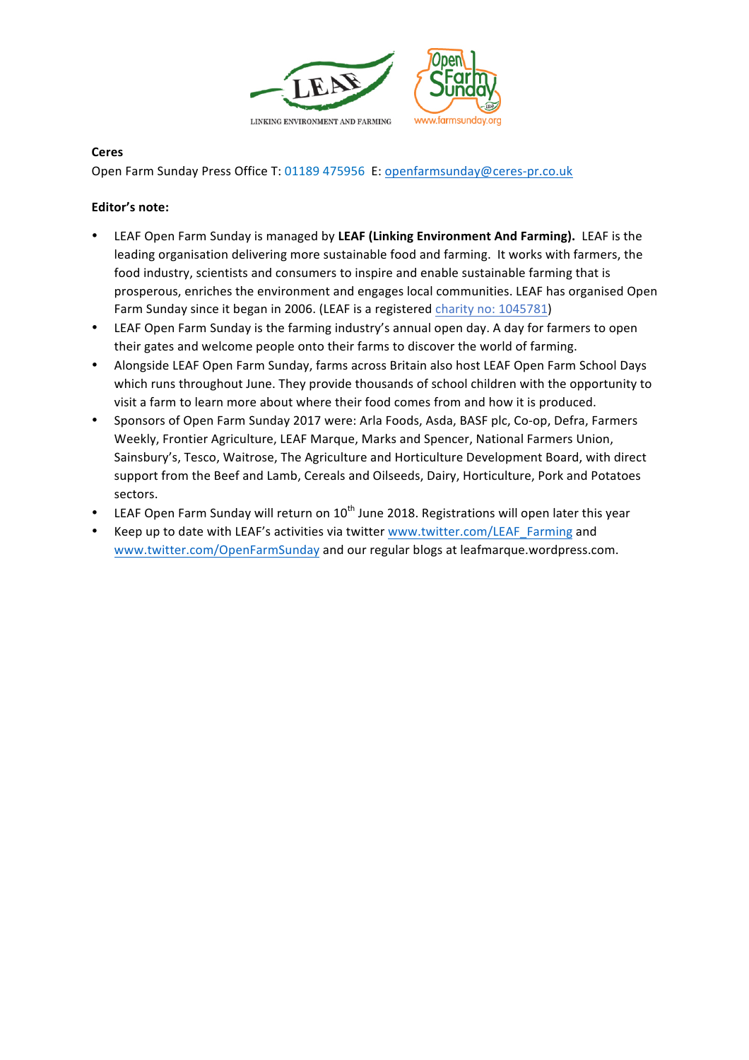**Ceres**
Open Farm Sunday Press Office T: 01189 475956 E: openfarmsunday@ceres-pr.co.uk

**Editor's note:**

- LEAF Open Farm Sunday is managed by **LEAF (Linking Environment And Farming).** LEAF is the leading organisation delivering more sustainable food and farming. It works with farmers, the food industry, scientists and consumers to inspire and enable sustainable farming that is prosperous, enriches the environment and engages local communities. LEAF has organised Open Farm Sunday since it began in 2006. (LEAF is a registered charity no: 1045781)
- LEAF Open Farm Sunday is the farming industry's annual open day. A day for farmers to open their gates and welcome people onto their farms to discover the world of farming.
- Alongside LEAF Open Farm Sunday, farms across Britain also host LEAF Open Farm School Days which runs throughout June. They provide thousands of school children with the opportunity to visit a farm to learn more about where their food comes from and how it is produced.
- Sponsors of Open Farm Sunday 2017 were: Arla Foods, Asda, BASF plc, Co-op, Defra, Farmers Weekly, Frontier Agriculture, LEAF Marque, Marks and Spencer, National Farmers Union, Sainsbury's, Tesco, Waitrose, The Agriculture and Horticulture Development Board, with direct support from the Beef and Lamb, Cereals and Oilseeds, Dairy, Horticulture, Pork and Potatoes sectors.
- LEAF Open Farm Sunday will return on 10th June 2018. Registrations will open later this year
- Keep up to date with LEAF's activities via twitter www.twitter.com/LEAF_Farming and www.twitter.com/OpenFarmSunday and our regular blogs at leafmarque.wordpress.com.